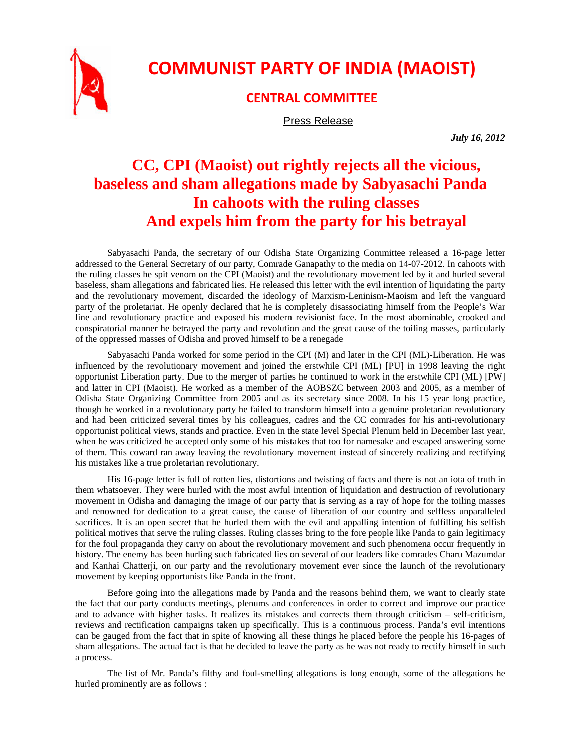# COMMUNIST PARTY OF INDIA (MAOIST)

## CENTRAL COMMITTEE

Press Release

*July 16, 2012*

# CC, CPI (Maoist) out rightly rejects all the vicious, baseless and sham allegations made by Sabyasachi Panda In cahoots with the ruling classes And expels him from the party for his betrayal

Sabyasachi Panda, the secretary of our Odisha State Organizing Committee released a 16-page letter addressed to the General Secretary of our party, Comrade Ganapathy to the media on 14-07-2012. In cahoots with the ruling classes he spit venom on the CPI (Maoist) and the revolutionary movement led by it and hurled several baseless, sham allegations and fabricated lies. He released this letter with the evil intention of liquidating the party and the revolutionary movement, discarded the ideology of Marxism-Leninism-Maoism and left the vanguard party of the proletariat. He openly declared that he is completely disassociating himself from the People's War line and revolutionary practice and exposed his modern revisionist face. In the most abominable, crooked and conspiratorial manner he betrayed the party and revolution and the great cause of the toiling masses, particularly of the oppressed masses of Odisha and proved himself to be a renegade

Sabyasachi Panda worked for some period in the CPI (M) and later in the CPI (ML)-Liberation. He was influenced by the revolutionary movement and joined the erstwhile CPI (ML) [PU] in 1998 leaving the right opportunist Liberation party. Due to the merger of parties he continued to work in the erstwhile CPI (ML) [PW] and latter in CPI (Maoist). He worked as a member of the AOBSZC between 2003 and 2005, as a member of Odisha State Organizing Committee from 2005 and as its secretary since 2008. In his 15 year long practice, though he worked in a revolutionary party he failed to transform himself into a genuine proletarian revolutionary and had been criticized several times by his colleagues, cadres and the CC comrades for his anti-revolutionary opportunist political views, stands and practice. Even in the state level Special Plenum held in December last year, when he was criticized he accepted only some of his mistakes that too for namesake and escaped answering some of them. This coward ran away leaving the revolutionary movement instead of sincerely realizing and rectifying his mistakes like a true proletarian revolutionary.

His 16-page letter is full of rotten lies, distortions and twisting of facts and there is not an iota of truth in them whatsoever. They were hurled with the most awful intention of liquidation and destruction of revolutionary movement in Odisha and damaging the image of our party that is serving as a ray of hope for the toiling masses and renowned for dedication to a great cause, the cause of liberation of our country and selfless unparalleled sacrifices. It is an open secret that he hurled them with the evil and appalling intention of fulfilling his selfish political motives that serve the ruling classes. Ruling classes bring to the fore people like Panda to gain legitimacy for the foul propaganda they carry on about the revolutionary movement and such phenomena occur frequently in history. The enemy has been hurling such fabricated lies on several of our leaders like comrades Charu Mazumdar and Kanhai Chatterji, on our party and the revolutionary movement ever since the launch of the revolutionary movement by keeping opportunists like Panda in the front.

Before going into the allegations made by Panda and the reasons behind them, we want to clearly state the fact that our party conducts meetings, plenums and conferences in order to correct and improve our practice and to advance with higher tasks. It realizes its mistakes and corrects them through criticism – self-criticism, reviews and rectification campaigns taken up specifically. This is a continuous process. Panda's evil intentions can be gauged from the fact that in spite of knowing all these things he placed before the people his 16-pages of sham allegations. The actual fact is that he decided to leave the party as he was not ready to rectify himself in such a process.

The list of Mr. Panda's filthy and foul-smelling allegations is long enough, some of the allegations he hurled prominently are as follows :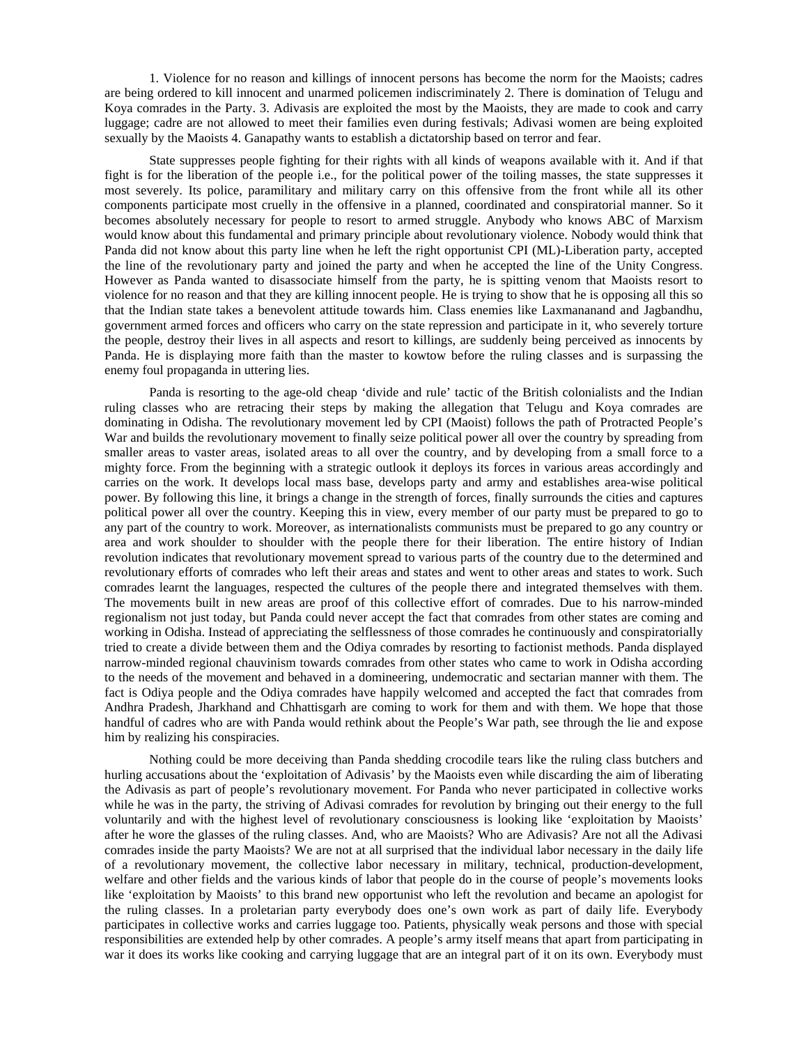1. Violence for no reason and killings of innocent persons has become the norm for the Maoists; cadres are being ordered to kill innocent and unarmed policemen indiscriminately 2. There is domination of Telugu and Koya comrades in the Party. 3. Adivasis are exploited the most by the Maoists, they are made to cook and carry luggage; cadre are not allowed to meet their families even during festivals; Adivasi women are being exploited sexually by the Maoists 4. Ganapathy wants to establish a dictatorship based on terror and fear.

State suppresses people fighting for their rights with all kinds of weapons available with it. And if that fight is for the liberation of the people i.e., for the political power of the toiling masses, the state suppresses it most severely. Its police, paramilitary and military carry on this offensive from the front while all its other components participate most cruelly in the offensive in a planned, coordinated and conspiratorial manner. So it becomes absolutely necessary for people to resort to armed struggle. Anybody who knows ABC of Marxism would know about this fundamental and primary principle about revolutionary violence. Nobody would think that Panda did not know about this party line when he left the right opportunist CPI (ML)-Liberation party, accepted the line of the revolutionary party and joined the party and when he accepted the line of the Unity Congress. However as Panda wanted to disassociate himself from the party, he is spitting venom that Maoists resort to violence for no reason and that they are killing innocent people. He is trying to show that he is opposing all this so that the Indian state takes a benevolent attitude towards him. Class enemies like Laxmananand and Jagbandhu, government armed forces and officers who carry on the state repression and participate in it, who severely torture the people, destroy their lives in all aspects and resort to killings, are suddenly being perceived as innocents by Panda. He is displaying more faith than the master to kowtow before the ruling classes and is surpassing the enemy foul propaganda in uttering lies.

Panda is resorting to the age-old cheap 'divide and rule' tactic of the British colonialists and the Indian ruling classes who are retracing their steps by making the allegation that Telugu and Koya comrades are dominating in Odisha. The revolutionary movement led by CPI (Maoist) follows the path of Protracted People's War and builds the revolutionary movement to finally seize political power all over the country by spreading from smaller areas to vaster areas, isolated areas to all over the country, and by developing from a small force to a mighty force. From the beginning with a strategic outlook it deploys its forces in various areas accordingly and carries on the work. It develops local mass base, develops party and army and establishes area-wise political power. By following this line, it brings a change in the strength of forces, finally surrounds the cities and captures political power all over the country. Keeping this in view, every member of our party must be prepared to go to any part of the country to work. Moreover, as internationalists communists must be prepared to go any country or area and work shoulder to shoulder with the people there for their liberation. The entire history of Indian revolution indicates that revolutionary movement spread to various parts of the country due to the determined and revolutionary efforts of comrades who left their areas and states and went to other areas and states to work. Such comrades learnt the languages, respected the cultures of the people there and integrated themselves with them. The movements built in new areas are proof of this collective effort of comrades. Due to his narrow-minded regionalism not just today, but Panda could never accept the fact that comrades from other states are coming and working in Odisha. Instead of appreciating the selflessness of those comrades he continuously and conspiratorially tried to create a divide between them and the Odiya comrades by resorting to factionist methods. Panda displayed narrow-minded regional chauvinism towards comrades from other states who came to work in Odisha according to the needs of the movement and behaved in a domineering, undemocratic and sectarian manner with them. The fact is Odiya people and the Odiya comrades have happily welcomed and accepted the fact that comrades from Andhra Pradesh, Jharkhand and Chhattisgarh are coming to work for them and with them. We hope that those handful of cadres who are with Panda would rethink about the People's War path, see through the lie and expose him by realizing his conspiracies.

Nothing could be more deceiving than Panda shedding crocodile tears like the ruling class butchers and hurling accusations about the 'exploitation of Adivasis' by the Maoists even while discarding the aim of liberating the Adivasis as part of people's revolutionary movement. For Panda who never participated in collective works while he was in the party, the striving of Adivasi comrades for revolution by bringing out their energy to the full voluntarily and with the highest level of revolutionary consciousness is looking like 'exploitation by Maoists' after he wore the glasses of the ruling classes. And, who are Maoists? Who are Adivasis? Are not all the Adivasi comrades inside the party Maoists? We are not at all surprised that the individual labor necessary in the daily life of a revolutionary movement, the collective labor necessary in military, technical, production-development, welfare and other fields and the various kinds of labor that people do in the course of people's movements looks like 'exploitation by Maoists' to this brand new opportunist who left the revolution and became an apologist for the ruling classes. In a proletarian party everybody does one's own work as part of daily life. Everybody participates in collective works and carries luggage too. Patients, physically weak persons and those with special responsibilities are extended help by other comrades. A people's army itself means that apart from participating in war it does its works like cooking and carrying luggage that are an integral part of it on its own. Everybody must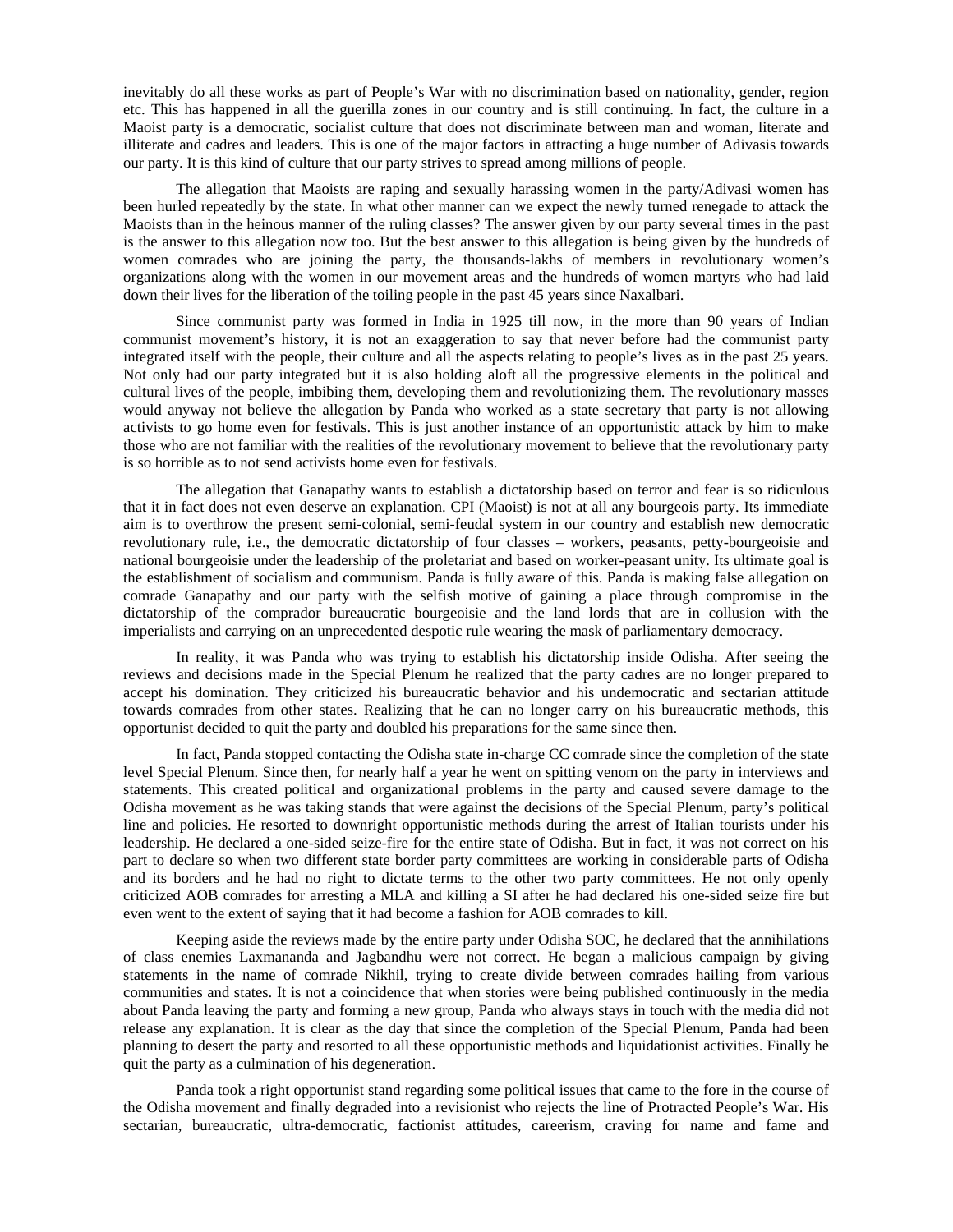inevitably do all these works as part of People's War with no discrimination based on nationality, gender, region etc. This has happened in all the guerilla zones in our country and is still continuing. In fact, the culture in a Maoist party is a democratic, socialist culture that does not discriminate between man and woman, literate and illiterate and cadres and leaders. This is one of the major factors in attracting a huge number of Adivasis towards our party. It is this kind of culture that our party strives to spread among millions of people.

The allegation that Maoists are raping and sexually harassing women in the party/Adivasi women has been hurled repeatedly by the state. In what other manner can we expect the newly turned renegade to attack the Maoists than in the heinous manner of the ruling classes? The answer given by our party several times in the past is the answer to this allegation now too. But the best answer to this allegation is being given by the hundreds of women comrades who are joining the party, the thousands-lakhs of members in revolutionary women's organizations along with the women in our movement areas and the hundreds of women martyrs who had laid down their lives for the liberation of the toiling people in the past 45 years since Naxalbari.

Since communist party was formed in India in 1925 till now, in the more than 90 years of Indian communist movement's history, it is not an exaggeration to say that never before had the communist party integrated itself with the people, their culture and all the aspects relating to people's lives as in the past 25 years. Not only had our party integrated but it is also holding aloft all the progressive elements in the political and cultural lives of the people, imbibing them, developing them and revolutionizing them. The revolutionary masses would anyway not believe the allegation by Panda who worked as a state secretary that party is not allowing activists to go home even for festivals. This is just another instance of an opportunistic attack by him to make those who are not familiar with the realities of the revolutionary movement to believe that the revolutionary party is so horrible as to not send activists home even for festivals.

The allegation that Ganapathy wants to establish a dictatorship based on terror and fear is so ridiculous that it in fact does not even deserve an explanation. CPI (Maoist) is not at all any bourgeois party. Its immediate aim is to overthrow the present semi-colonial, semi-feudal system in our country and establish new democratic revolutionary rule, i.e., the democratic dictatorship of four classes – workers, peasants, petty-bourgeoisie and national bourgeoisie under the leadership of the proletariat and based on worker-peasant unity. Its ultimate goal is the establishment of socialism and communism. Panda is fully aware of this. Panda is making false allegation on comrade Ganapathy and our party with the selfish motive of gaining a place through compromise in the dictatorship of the comprador bureaucratic bourgeoisie and the land lords that are in collusion with the imperialists and carrying on an unprecedented despotic rule wearing the mask of parliamentary democracy.

In reality, it was Panda who was trying to establish his dictatorship inside Odisha. After seeing the reviews and decisions made in the Special Plenum he realized that the party cadres are no longer prepared to accept his domination. They criticized his bureaucratic behavior and his undemocratic and sectarian attitude towards comrades from other states. Realizing that he can no longer carry on his bureaucratic methods, this opportunist decided to quit the party and doubled his preparations for the same since then.

In fact, Panda stopped contacting the Odisha state in-charge CC comrade since the completion of the state level Special Plenum. Since then, for nearly half a year he went on spitting venom on the party in interviews and statements. This created political and organizational problems in the party and caused severe damage to the Odisha movement as he was taking stands that were against the decisions of the Special Plenum, party's political line and policies. He resorted to downright opportunistic methods during the arrest of Italian tourists under his leadership. He declared a one-sided seize-fire for the entire state of Odisha. But in fact, it was not correct on his part to declare so when two different state border party committees are working in considerable parts of Odisha and its borders and he had no right to dictate terms to the other two party committees. He not only openly criticized AOB comrades for arresting a MLA and killing a SI after he had declared his one-sided seize fire but even went to the extent of saying that it had become a fashion for AOB comrades to kill.

Keeping aside the reviews made by the entire party under Odisha SOC, he declared that the annihilations of class enemies Laxmananda and Jagbandhu were not correct. He began a malicious campaign by giving statements in the name of comrade Nikhil, trying to create divide between comrades hailing from various communities and states. It is not a coincidence that when stories were being published continuously in the media about Panda leaving the party and forming a new group, Panda who always stays in touch with the media did not release any explanation. It is clear as the day that since the completion of the Special Plenum, Panda had been planning to desert the party and resorted to all these opportunistic methods and liquidationist activities. Finally he quit the party as a culmination of his degeneration.

Panda took a right opportunist stand regarding some political issues that came to the fore in the course of the Odisha movement and finally degraded into a revisionist who rejects the line of Protracted People's War. His sectarian, bureaucratic, ultra-democratic, factionist attitudes, careerism, craving for name and fame and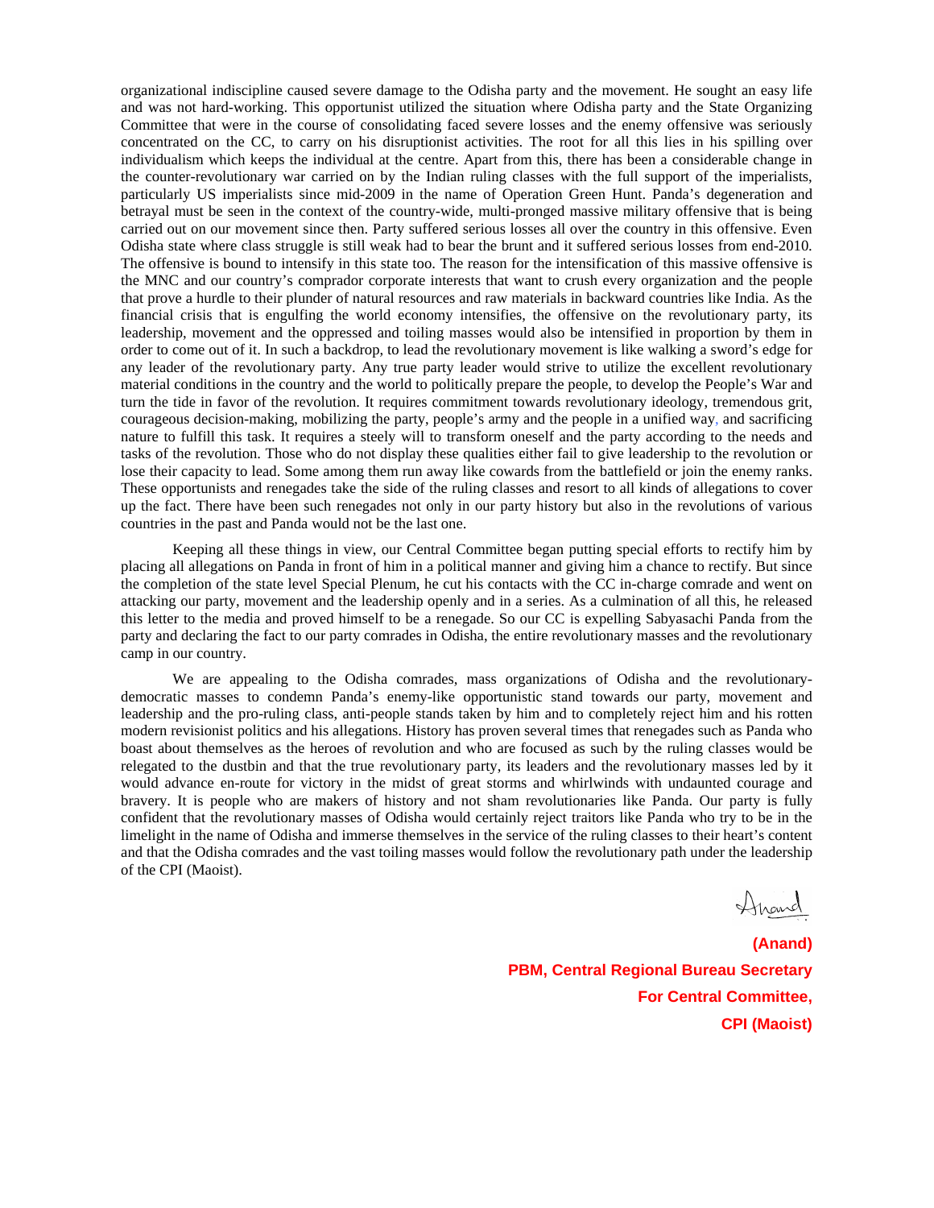organizational indiscipline caused severe damage to the Odisha party and the movement. He sought an easy life and was not hard-working. This opportunist utilized the situation where Odisha party and the State Organizing Committee that were in the course of consolidating faced severe losses and the enemy offensive was seriously concentrated on the CC, to carry on his disruptionist activities. The root for all this lies in his spilling over individualism which keeps the individual at the centre. Apart from this, there has been a considerable change in the counter-revolutionary war carried on by the Indian ruling classes with the full support of the imperialists, particularly US imperialists since mid-2009 in the name of Operation Green Hunt. Panda's degeneration and betrayal must be seen in the context of the country-wide, multi-pronged massive military offensive that is being carried out on our movement since then. Party suffered serious losses all over the country in this offensive. Even Odisha state where class struggle is still weak had to bear the brunt and it suffered serious losses from end-2010. The offensive is bound to intensify in this state too. The reason for the intensification of this massive offensive is the MNC and our country's comprador corporate interests that want to crush every organization and the people that prove a hurdle to their plunder of natural resources and raw materials in backward countries like India. As the financial crisis that is engulfing the world economy intensifies, the offensive on the revolutionary party, its leadership, movement and the oppressed and toiling masses would also be intensified in proportion by them in order to come out of it. In such a backdrop, to lead the revolutionary movement is like walking a sword's edge for any leader of the revolutionary party. Any true party leader would strive to utilize the excellent revolutionary material conditions in the country and the world to politically prepare the people, to develop the People's War and turn the tide in favor of the revolution. It requires commitment towards revolutionary ideology, tremendous grit, courageous decision-making, mobilizing the party, people's army and the people in a unified way, and sacrificing nature to fulfill this task. It requires a steely will to transform oneself and the party according to the needs and tasks of the revolution. Those who do not display these qualities either fail to give leadership to the revolution or lose their capacity to lead. Some among them run away like cowards from the battlefield or join the enemy ranks. These opportunists and renegades take the side of the ruling classes and resort to all kinds of allegations to cover up the fact. There have been such renegades not only in our party history but also in the revolutions of various countries in the past and Panda would not be the last one.

Keeping all these things in view, our Central Committee began putting special efforts to rectify him by placing all allegations on Panda in front of him in a political manner and giving him a chance to rectify. But since the completion of the state level Special Plenum, he cut his contacts with the CC in-charge comrade and went on attacking our party, movement and the leadership openly and in a series. As a culmination of all this, he released this letter to the media and proved himself to be a renegade. So our CC is expelling Sabyasachi Panda from the party and declaring the fact to our party comrades in Odisha, the entire revolutionary masses and the revolutionary camp in our country.

We are appealing to the Odisha comrades, mass organizations of Odisha and the revolutionary-democratic masses to condemn Panda's enemy-like opportunistic stand towards our party, movement and leadership and the pro-ruling class, anti-people stands taken by him and to completely reject him and his rotten modern revisionist politics and his allegations. History has proven several times that renegades such as Panda who boast about themselves as the heroes of revolution and who are focused as such by the ruling classes would be relegated to the dustbin and that the true revolutionary party, its leaders and the revolutionary masses led by it would advance en-route for victory in the midst of great storms and whirlwinds with undaunted courage and bravery. It is people who are makers of history and not sham revolutionaries like Panda. Our party is fully confident that the revolutionary masses of Odisha would certainly reject traitors like Panda who try to be in the limelight in the name of Odisha and immerse themselves in the service of the ruling classes to their heart's content and that the Odisha comrades and the vast toiling masses would follow the revolutionary path under the leadership of the CPI (Maoist).

Anand

**(Anand)**
**PBM, Central Regional Bureau Secretary**
**For Central Committee,**
**CPI (Maoist)**